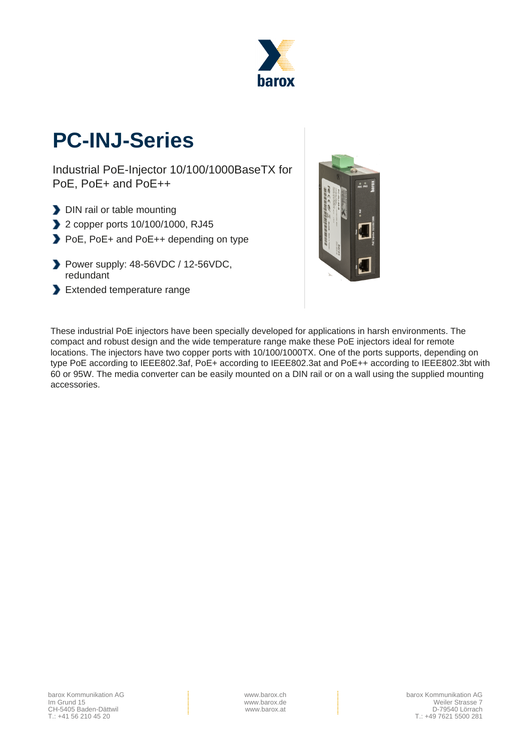# PC-INJ-Series

Industrial PoE-Injector 10/100/1000BaseTX for PoE, PoE+ and PoE++

- DIN rail or table mounting
- 2 copper ports 10/100/1000, RJ45
- PoE, PoE+ and PoE++ depending on type
- Power supply: 48-56VDC / 12-56VDC, redundant
- Extended temperature range

These industrial PoE injectors have been specially developed for applications in harsh environments. The compact and robust design and the wide temperature range make these PoE injectors ideal for remote locations. The injectors have two copper ports with 10/100/1000TX. One of the ports supports, depending on type PoE according to IEEE802.3af, PoE+ according to IEEE802.3at and PoE++ according to IEEE802.3bt with 60 or 95W. The media converter can be easily mounted on a DIN rail or on a wall using the supplied mounting accessories.

barox Kommunikation AG
Im Grund 15
CH-5405 Baden-Dättwil
T.: +41 56 210 45 20

www.barox.ch
www.barox.de
www.barox.at

barox Kommunikation AG
Weiler Strasse 7
D-79540 Lörrach
T.: +49 7621 5500 281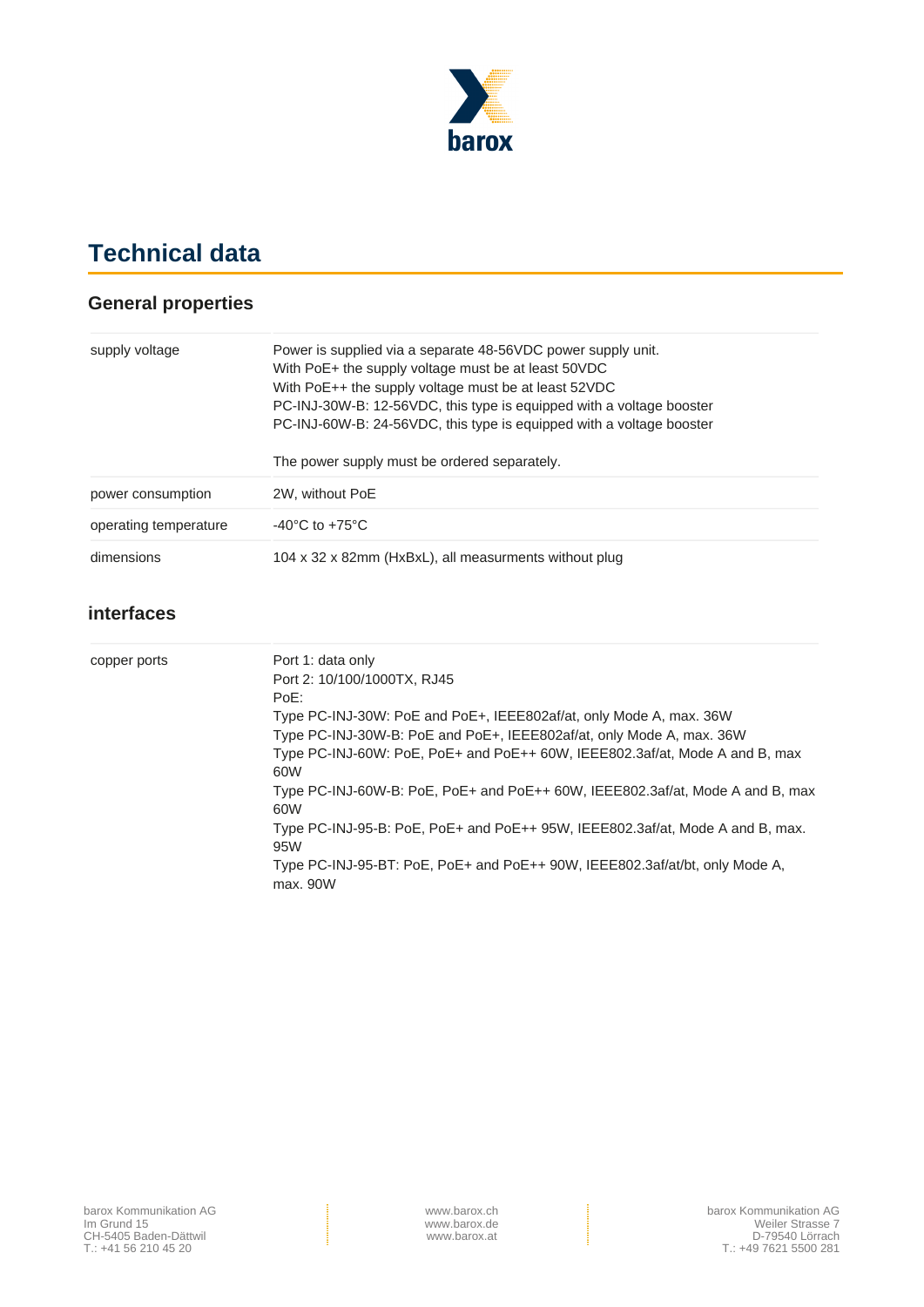# Technical data

## General properties

| | |
|---|---|
| supply voltage | Power is supplied via a separate 48-56VDC power supply unit.<br>With PoE+ the supply voltage must be at least 50VDC<br>With PoE++ the supply voltage must be at least 52VDC<br>PC-INJ-30W-B: 12-56VDC, this type is equipped with a voltage booster<br>PC-INJ-60W-B: 24-56VDC, this type is equipped with a voltage booster<br><br>The power supply must be ordered separately. |
| power consumption | 2W, without PoE |
| operating temperature | -40°C to +75°C |
| dimensions | 104 x 32 x 82mm (HxBxL), all measurments without plug |

## interfaces

| | |
|---|---|
| copper ports | Port 1: data only<br>Port 2: 10/100/1000TX, RJ45<br>PoE:<br>Type PC-INJ-30W: PoE and PoE+, IEEE802af/at, only Mode A, max. 36W<br>Type PC-INJ-30W-B: PoE and PoE+, IEEE802af/at, only Mode A, max. 36W<br>Type PC-INJ-60W: PoE, PoE+ and PoE++ 60W, IEEE802.3af/at, Mode A and B, max 60W<br>Type PC-INJ-60W-B: PoE, PoE+ and PoE++ 60W, IEEE802.3af/at, Mode A and B, max 60W<br>Type PC-INJ-95-B: PoE, PoE+ and PoE++ 95W, IEEE802.3af/at, Mode A and B, max. 95W<br>Type PC-INJ-95-BT: PoE, PoE+ and PoE++ 90W, IEEE802.3af/at/bt, only Mode A, max. 90W |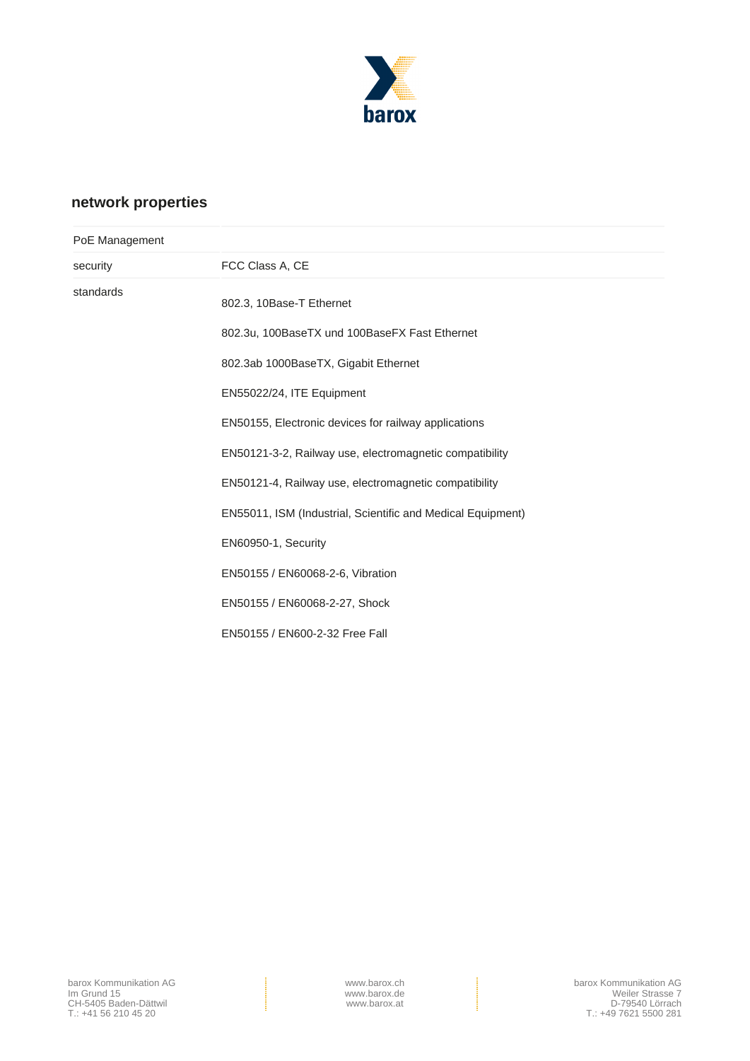## network properties

| | |
|---|---|
| PoE Management | |
| security | FCC Class A, CE |
| standards | 802.3, 10Base-T Ethernet<br>802.3u, 100BaseTX und 100BaseFX Fast Ethernet<br>802.3ab 1000BaseTX, Gigabit Ethernet<br>EN55022/24, ITE Equipment<br>EN50155, Electronic devices for railway applications<br>EN50121-3-2, Railway use, electromagnetic compatibility<br>EN50121-4, Railway use, electromagnetic compatibility<br>EN55011, ISM (Industrial, Scientific and Medical Equipment)<br>EN60950-1, Security<br>EN50155 / EN60068-2-6, Vibration<br>EN50155 / EN60068-2-27, Shock<br>EN50155 / EN600-2-32 Free Fall |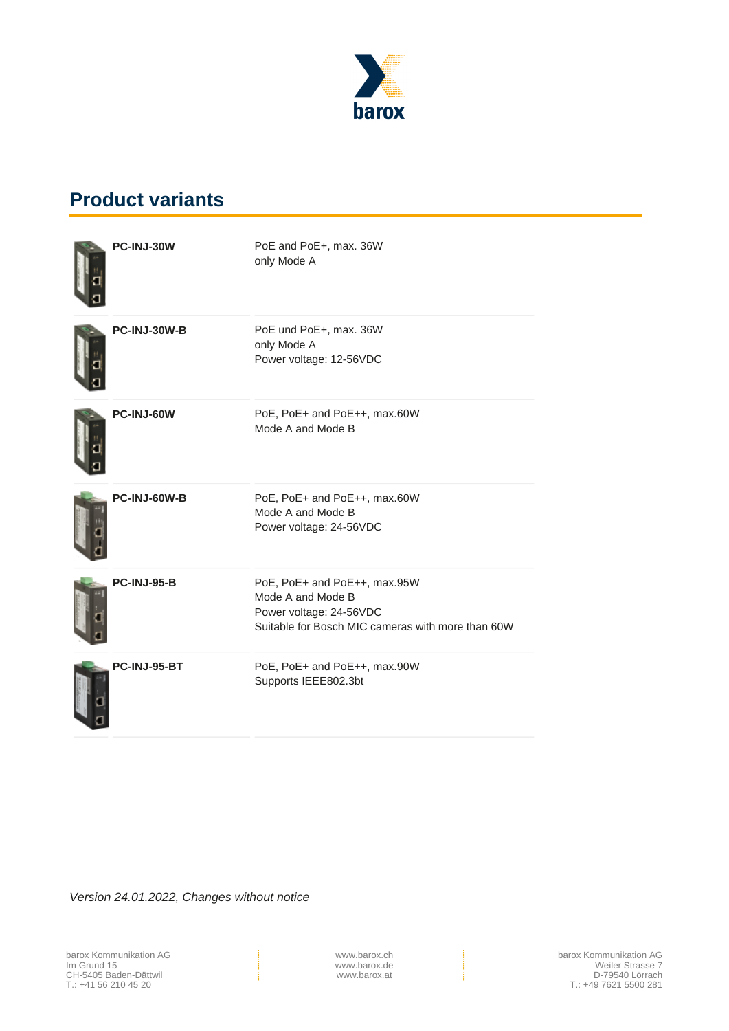## Product variants

| | |
|---|---|
| **PC-INJ-30W** | PoE and PoE+, max. 36W<br>only Mode A |
| **PC-INJ-30W-B** | PoE und PoE+, max. 36W<br>only Mode A<br>Power voltage: 12-56VDC |
| **PC-INJ-60W** | PoE, PoE+ and PoE++, max.60W<br>Mode A and Mode B |
| **PC-INJ-60W-B** | PoE, PoE+ and PoE++, max.60W<br>Mode A and Mode B<br>Power voltage: 24-56VDC |
| **PC-INJ-95-B** | PoE, PoE+ and PoE++, max.95W<br>Mode A and Mode B<br>Power voltage: 24-56VDC<br>Suitable for Bosch MIC cameras with more than 60W |
| **PC-INJ-95-BT** | PoE, PoE+ and PoE++, max.90W<br>Supports IEEE802.3bt |

*Version 24.01.2022, Changes without notice*